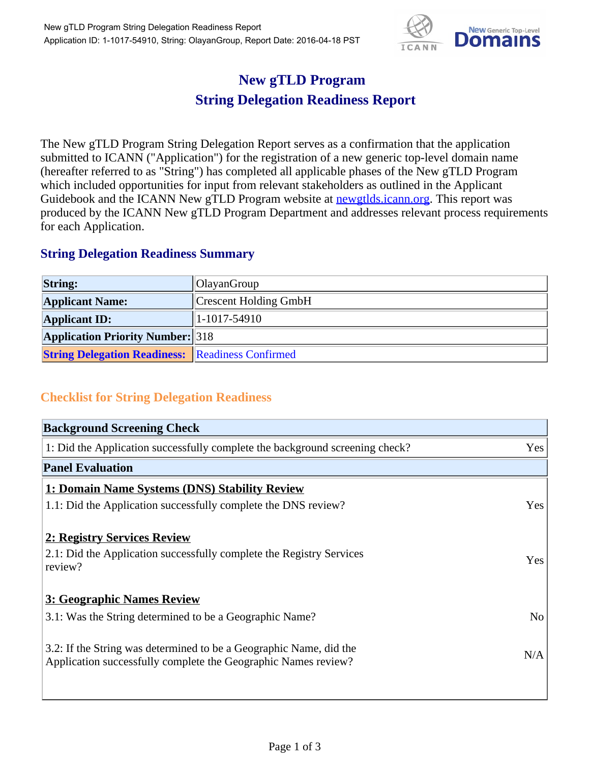# New gTLD Program
# String Delegation Readiness Report

The New gTLD Program String Delegation Report serves as a confirmation that the application submitted to ICANN ("Application") for the registration of a new generic top-level domain name (hereafter referred to as "String") has completed all applicable phases of the New gTLD Program which included opportunities for input from relevant stakeholders as outlined in the Applicant Guidebook and the ICANN New gTLD Program website at newgtlds.icann.org. This report was produced by the ICANN New gTLD Program Department and addresses relevant process requirements for each Application.

## String Delegation Readiness Summary

| | |
|---|---|
| **String:** | OlayanGroup |
| **Applicant Name:** | Crescent Holding GmbH |
| **Applicant ID:** | 1-1017-54910 |
| **Application Priority Number:** | 318 |
| **String Delegation Readiness:** | Readiness Confirmed |

## Checklist for String Delegation Readiness

| **Background Screening Check** | |
|---|---|
| 1: Did the Application successfully complete the background screening check? | Yes |
| **Panel Evaluation** | |
| **1: Domain Name Systems (DNS) Stability Review** | |
| 1.1: Did the Application successfully complete the DNS review? | Yes |
| **2: Registry Services Review** | |
| 2.1: Did the Application successfully complete the Registry Services review? | Yes |
| **3: Geographic Names Review** | |
| 3.1: Was the String determined to be a Geographic Name? | No |
| 3.2: If the String was determined to be a Geographic Name, did the Application successfully complete the Geographic Names review? | N/A |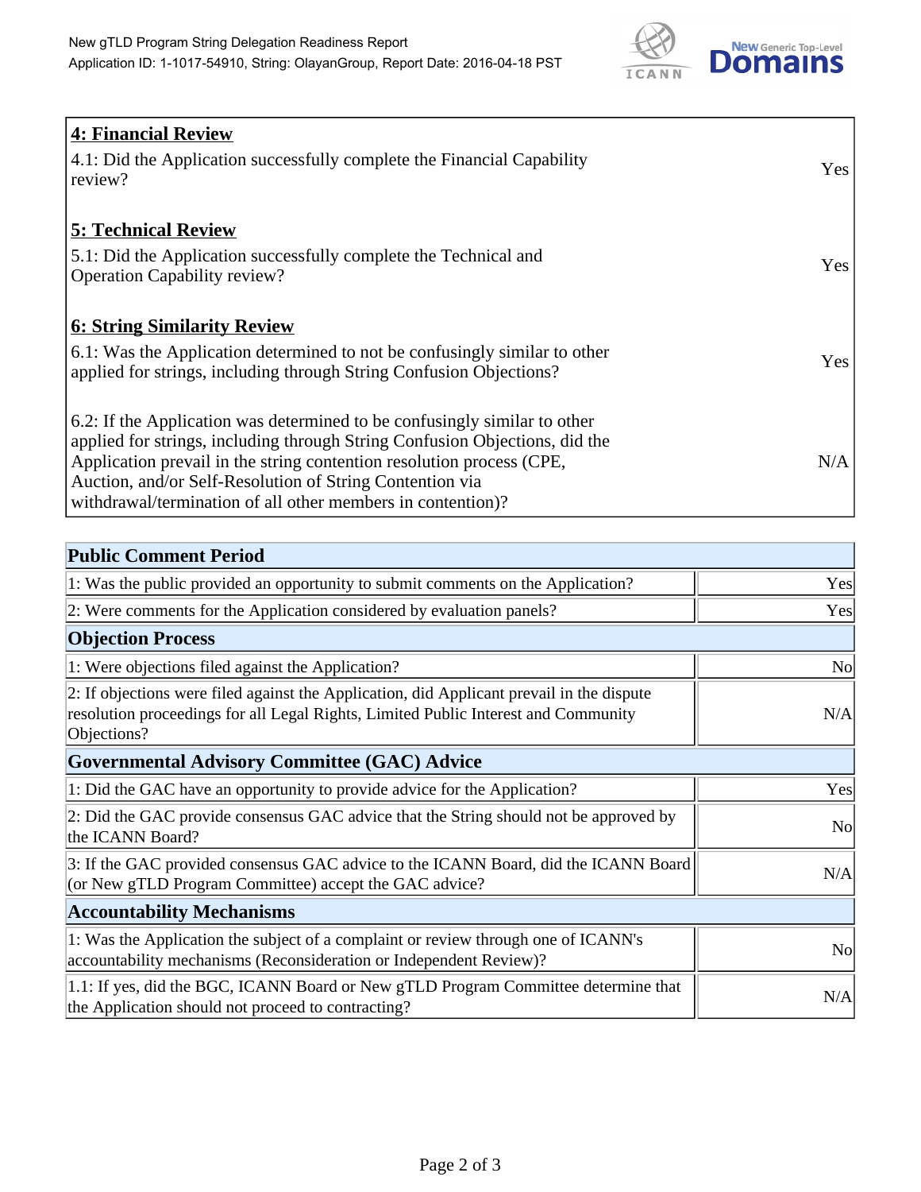| | |
|---|---|
| **4: Financial Review** | |
| 4.1: Did the Application successfully complete the Financial Capability review? | Yes |
| **5: Technical Review** | |
| 5.1: Did the Application successfully complete the Technical and Operation Capability review? | Yes |
| **6: String Similarity Review** | |
| 6.1: Was the Application determined to not be confusingly similar to other applied for strings, including through String Confusion Objections? | Yes |
| 6.2: If the Application was determined to be confusingly similar to other applied for strings, including through String Confusion Objections, did the Application prevail in the string contention resolution process (CPE, Auction, and/or Self-Resolution of String Contention via withdrawal/termination of all other members in contention)? | N/A |

| | |
|---|---|
| **Public Comment Period** | |
| 1: Was the public provided an opportunity to submit comments on the Application? | Yes |
| 2: Were comments for the Application considered by evaluation panels? | Yes |
| **Objection Process** | |
| 1: Were objections filed against the Application? | No |
| 2: If objections were filed against the Application, did Applicant prevail in the dispute resolution proceedings for all Legal Rights, Limited Public Interest and Community Objections? | N/A |
| **Governmental Advisory Committee (GAC) Advice** | |
| 1: Did the GAC have an opportunity to provide advice for the Application? | Yes |
| 2: Did the GAC provide consensus GAC advice that the String should not be approved by the ICANN Board? | No |
| 3: If the GAC provided consensus GAC advice to the ICANN Board, did the ICANN Board (or New gTLD Program Committee) accept the GAC advice? | N/A |
| **Accountability Mechanisms** | |
| 1: Was the Application the subject of a complaint or review through one of ICANN's accountability mechanisms (Reconsideration or Independent Review)? | No |
| 1.1: If yes, did the BGC, ICANN Board or New gTLD Program Committee determine that the Application should not proceed to contracting? | N/A |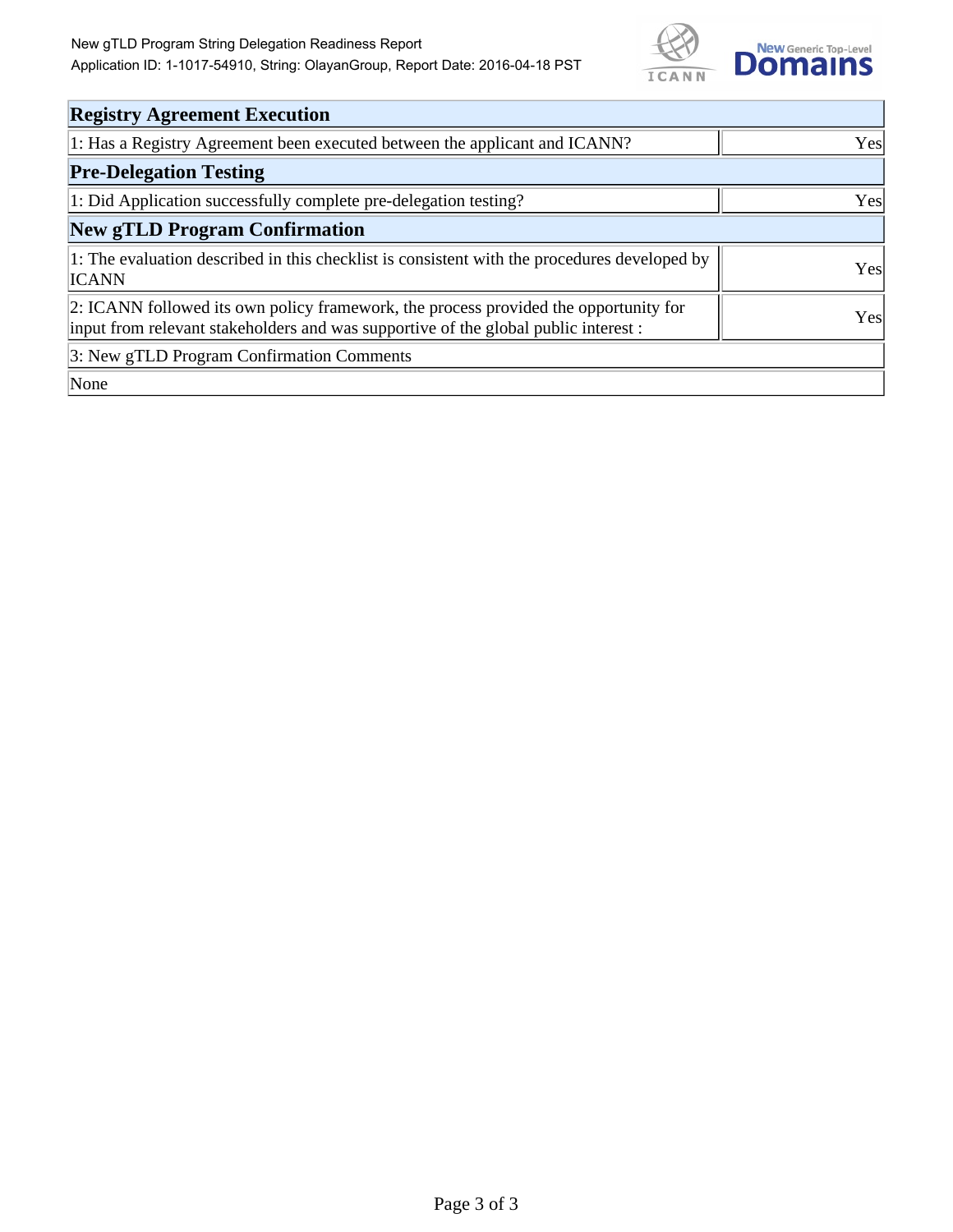| Registry Agreement Execution | |
|---|---|
| 1: Has a Registry Agreement been executed between the applicant and ICANN? | Yes |

| Pre-Delegation Testing | |
|---|---|
| 1: Did Application successfully complete pre-delegation testing? | Yes |

| New gTLD Program Confirmation | |
|---|---|
| 1: The evaluation described in this checklist is consistent with the procedures developed by ICANN | Yes |
| 2: ICANN followed its own policy framework, the process provided the opportunity for input from relevant stakeholders and was supportive of the global public interest : | Yes |
| 3: New gTLD Program Confirmation Comments | |
| None | |